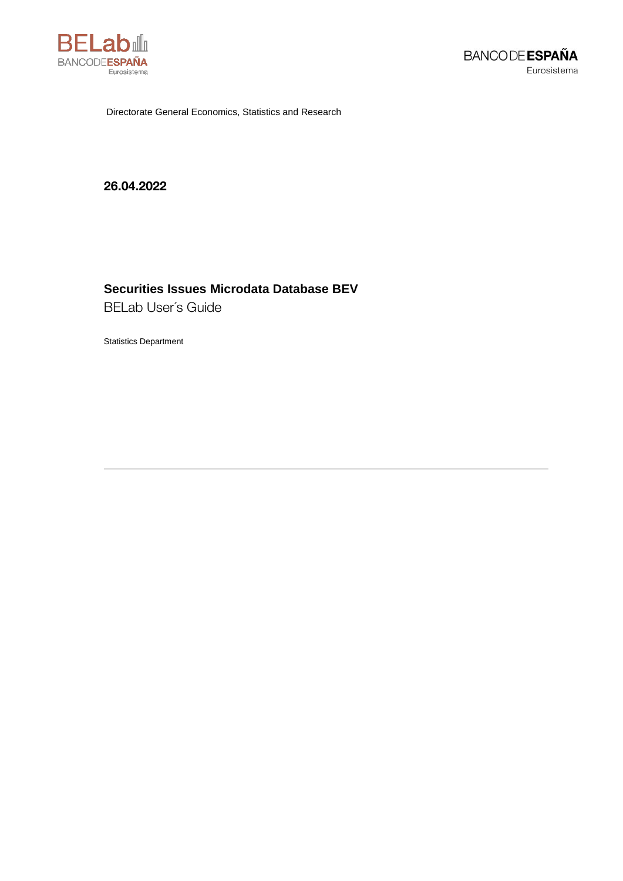BELab BANCODEESPAÑA Eurosistema

BANCO DE ESPAÑA Eurosistema

Directorate General Economics, Statistics and Research

**26.04.2022**

# Securities Issues Microdata Database BEV

BELab User´s Guide

Statistics Department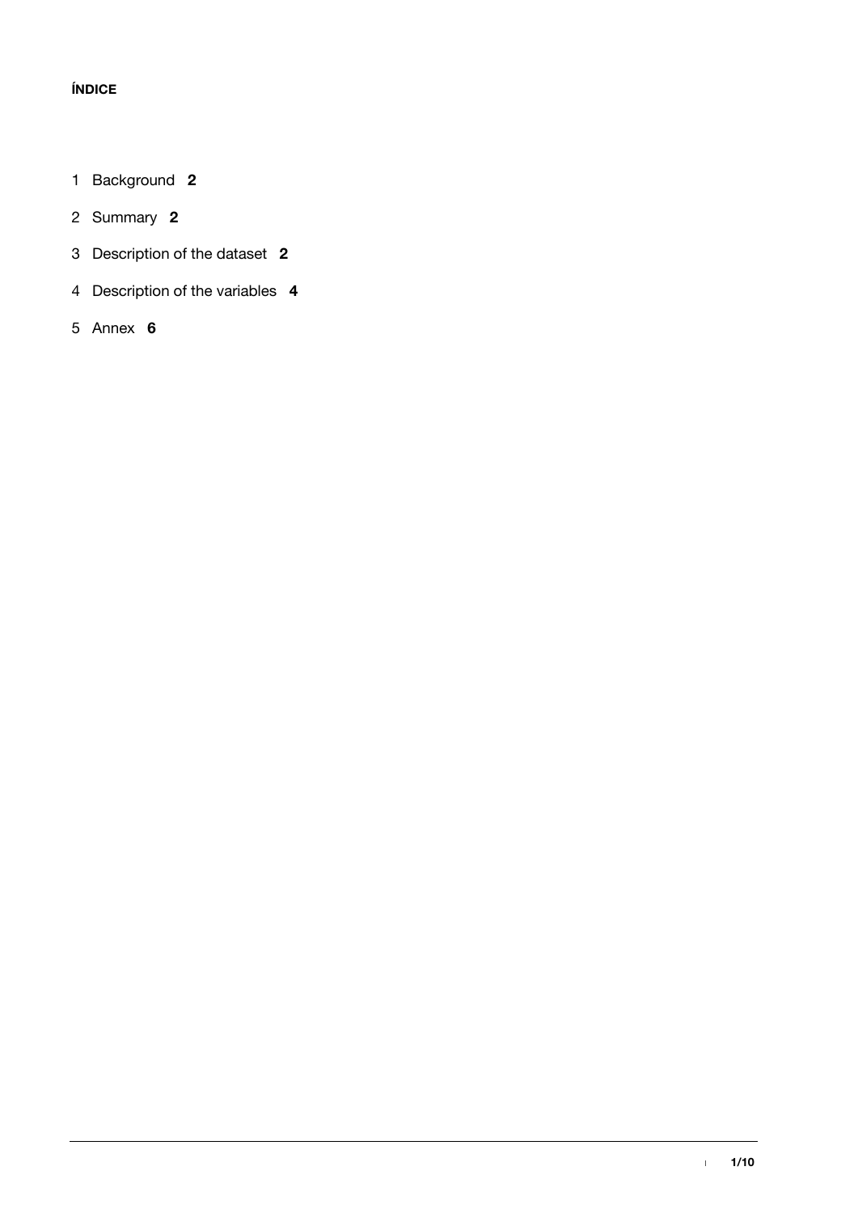**ÍNDICE**

1 Background **2**

2 Summary **2**

3 Description of the dataset **2**

4 Description of the variables **4**

5 Annex **6**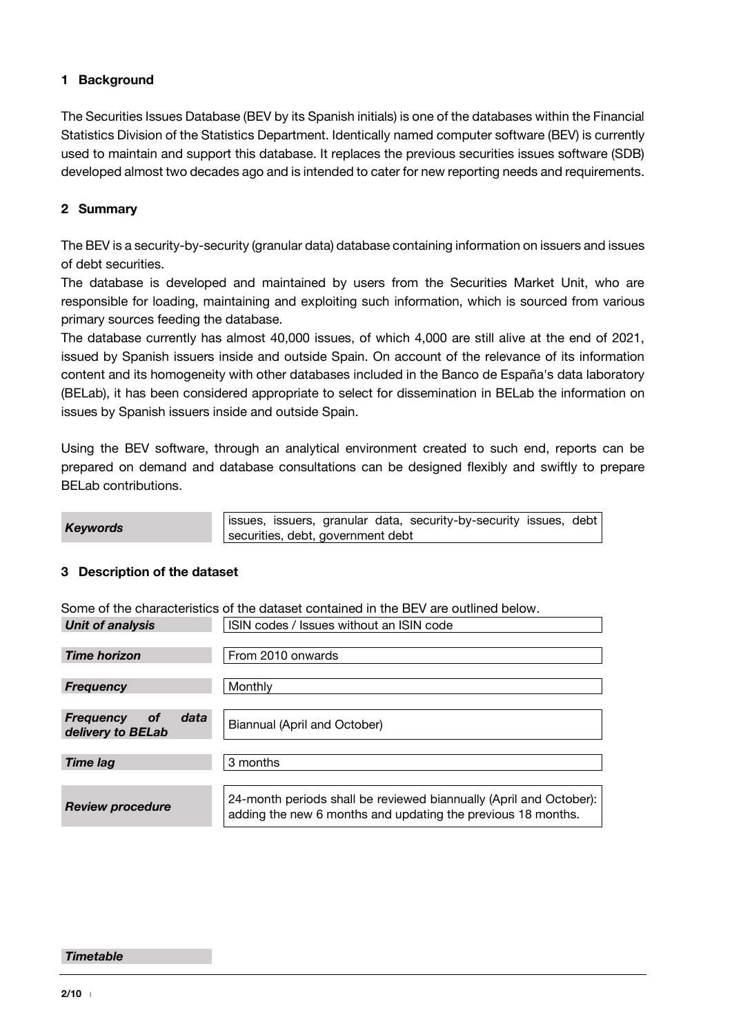## 1 Background

The Securities Issues Database (BEV by its Spanish initials) is one of the databases within the Financial Statistics Division of the Statistics Department. Identically named computer software (BEV) is currently used to maintain and support this database. It replaces the previous securities issues software (SDB) developed almost two decades ago and is intended to cater for new reporting needs and requirements.

## 2 Summary

The BEV is a security-by-security (granular data) database containing information on issuers and issues of debt securities.

The database is developed and maintained by users from the Securities Market Unit, who are responsible for loading, maintaining and exploiting such information, which is sourced from various primary sources feeding the database.

The database currently has almost 40,000 issues, of which 4,000 are still alive at the end of 2021, issued by Spanish issuers inside and outside Spain. On account of the relevance of its information content and its homogeneity with other databases included in the Banco de España's data laboratory (BELab), it has been considered appropriate to select for dissemination in BELab the information on issues by Spanish issuers inside and outside Spain.

Using the BEV software, through an analytical environment created to such end, reports can be prepared on demand and database consultations can be designed flexibly and swiftly to prepare BELab contributions.

| | |
|---|---|
| ***Keywords*** | issues, issuers, granular data, security-by-security issues, debt securities, debt, government debt |

## 3 Description of the dataset

Some of the characteristics of the dataset contained in the BEV are outlined below.

| | |
|---|---|
| ***Unit of analysis*** | ISIN codes / Issues without an ISIN code |
| ***Time horizon*** | From 2010 onwards |
| ***Frequency*** | Monthly |
| ***Frequency of data delivery to BELab*** | Biannual (April and October) |
| ***Time lag*** | 3 months |
| ***Review procedure*** | 24-month periods shall be reviewed biannually (April and October): adding the new 6 months and updating the previous 18 months. |

***Timetable***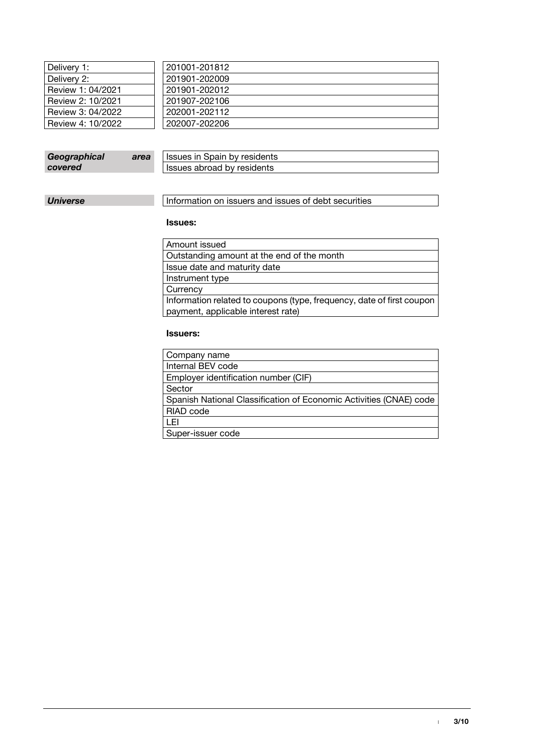| | |
|---|---|
| Delivery 1: | 201001-201812 |
| Delivery 2: | 201901-202009 |
| Review 1: 04/2021 | 201901-202012 |
| Review 2: 10/2021 | 201907-202106 |
| Review 3: 04/2022 | 202001-202112 |
| Review 4: 10/2022 | 202007-202206 |

| | |
|---|---|
| ***Geographical area covered*** | Issues in Spain by residents |
| | Issues abroad by residents |

| | |
|---|---|
| ***Universe*** | Information on issuers and issues of debt securities |

**Issues:**

| |
|---|
| Amount issued |
| Outstanding amount at the end of the month |
| Issue date and maturity date |
| Instrument type |
| Currency |
| Information related to coupons (type, frequency, date of first coupon payment, applicable interest rate) |

**Issuers:**

| |
|---|
| Company name |
| Internal BEV code |
| Employer identification number (CIF) |
| Sector |
| Spanish National Classification of Economic Activities (CNAE) code |
| RIAD code |
| LEI |
| Super-issuer code |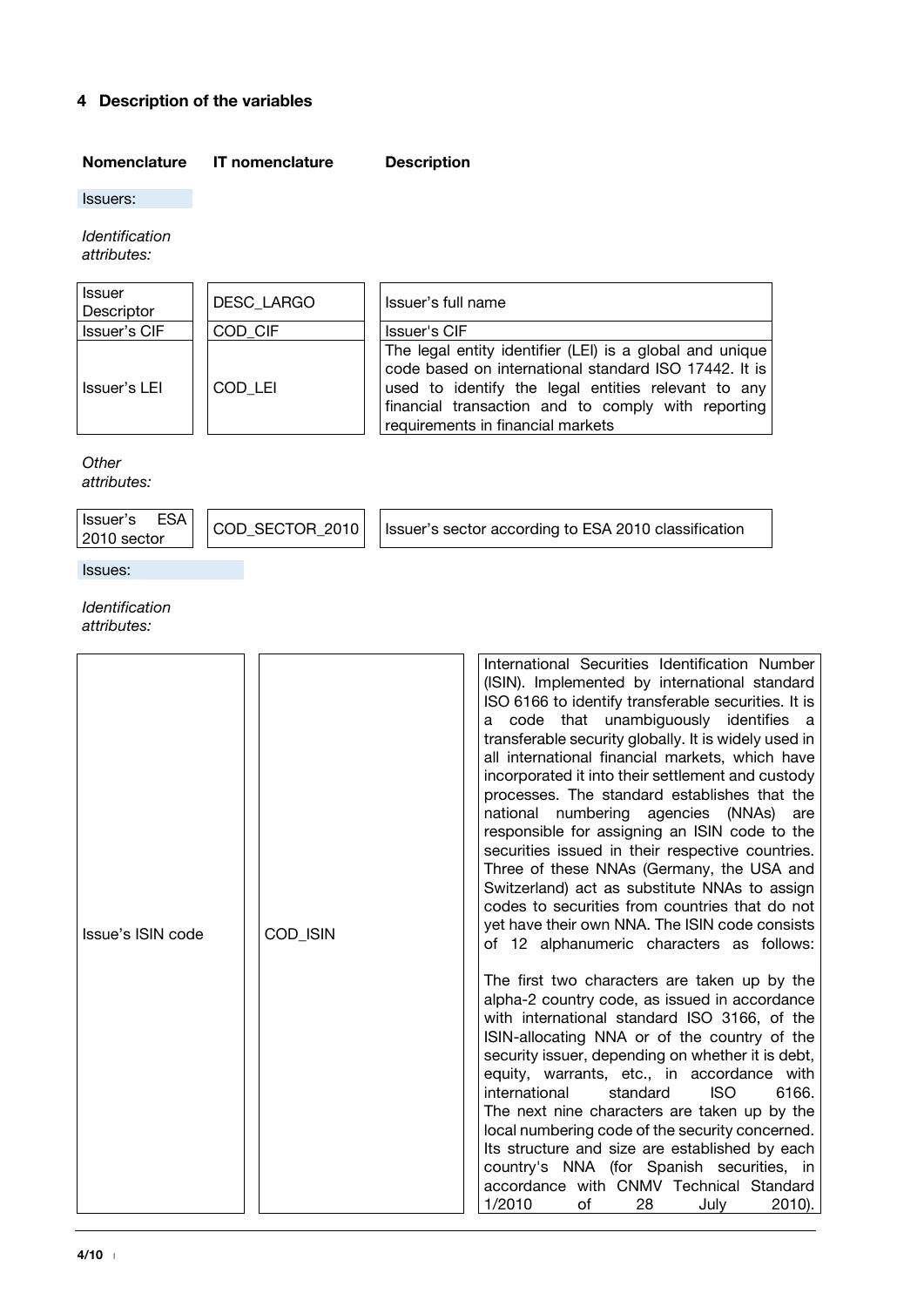## 4 Description of the variables

| Nomenclature | IT nomenclature | Description |
|---|---|---|

Issuers:

*Identification attributes:*

| Nomenclature | IT nomenclature | Description |
|---|---|---|
| Issuer Descriptor | DESC_LARGO | Issuer's full name |
| Issuer's CIF | COD_CIF | Issuer's CIF |
| Issuer's LEI | COD_LEI | The legal entity identifier (LEI) is a global and unique code based on international standard ISO 17442. It is used to identify the legal entities relevant to any financial transaction and to comply with reporting requirements in financial markets |

*Other attributes:*

| Nomenclature | IT nomenclature | Description |
|---|---|---|
| Issuer's ESA 2010 sector | COD_SECTOR_2010 | Issuer's sector according to ESA 2010 classification |

Issues:

*Identification attributes:*

| Nomenclature | IT nomenclature | Description |
|---|---|---|
| Issue's ISIN code | COD_ISIN | International Securities Identification Number (ISIN). Implemented by international standard ISO 6166 to identify transferable securities. It is a code that unambiguously identifies a transferable security globally. It is widely used in all international financial markets, which have incorporated it into their settlement and custody processes. The standard establishes that the national numbering agencies (NNAs) are responsible for assigning an ISIN code to the securities issued in their respective countries. Three of these NNAs (Germany, the USA and Switzerland) act as substitute NNAs to assign codes to securities from countries that do not yet have their own NNA. The ISIN code consists of 12 alphanumeric characters as follows:<br><br>The first two characters are taken up by the alpha-2 country code, as issued in accordance with international standard ISO 3166, of the ISIN-allocating NNA or of the country of the security issuer, depending on whether it is debt, equity, warrants, etc., in accordance with international standard ISO 6166. The next nine characters are taken up by the local numbering code of the security concerned. Its structure and size are established by each country's NNA (for Spanish securities, in accordance with CNMV Technical Standard 1/2010 of 28 July 2010). |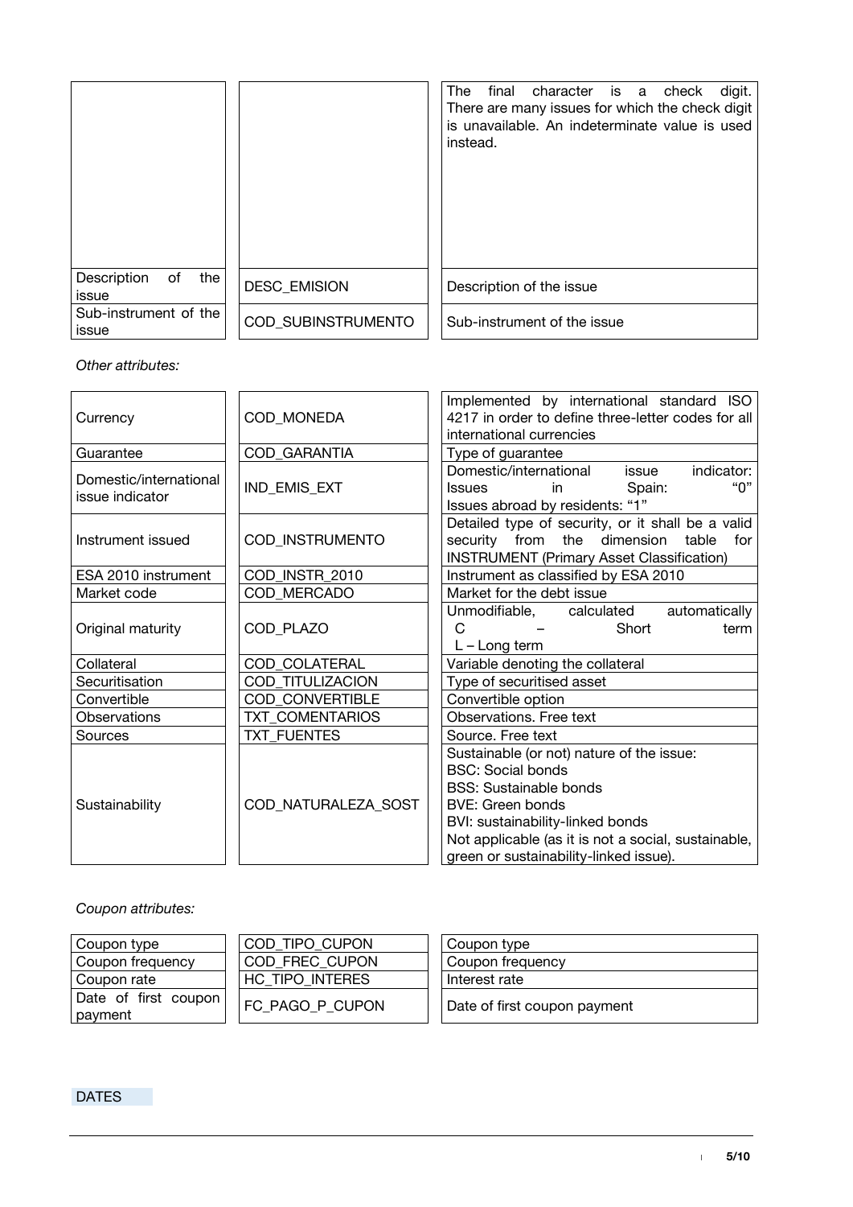| | | |
|---|---|---|
| | | The final character is a check digit. There are many issues for which the check digit is unavailable. An indeterminate value is used instead. |
| Description of the issue | DESC_EMISION | Description of the issue |
| Sub-instrument of the issue | COD_SUBINSTRUMENTO | Sub-instrument of the issue |

*Other attributes:*

| | | |
|---|---|---|
| Currency | COD_MONEDA | Implemented by international standard ISO 4217 in order to define three-letter codes for all international currencies |
| Guarantee | COD_GARANTIA | Type of guarantee |
| Domestic/international issue indicator | IND_EMIS_EXT | Domestic/international issue indicator: Issues in Spain: "0" Issues abroad by residents: "1" |
| Instrument issued | COD_INSTRUMENTO | Detailed type of security, or it shall be a valid security from the dimension table for INSTRUMENT (Primary Asset Classification) |
| ESA 2010 instrument | COD_INSTR_2010 | Instrument as classified by ESA 2010 |
| Market code | COD_MERCADO | Market for the debt issue |
| Original maturity | COD_PLAZO | Unmodifiable, calculated automatically C – Short term L – Long term |
| Collateral | COD_COLATERAL | Variable denoting the collateral |
| Securitisation | COD_TITULIZACION | Type of securitised asset |
| Convertible | COD_CONVERTIBLE | Convertible option |
| Observations | TXT_COMENTARIOS | Observations. Free text |
| Sources | TXT_FUENTES | Source. Free text |
| Sustainability | COD_NATURALEZA_SOST | Sustainable (or not) nature of the issue: BSC: Social bonds BSS: Sustainable bonds BVE: Green bonds BVI: sustainability-linked bonds Not applicable (as it is not a social, sustainable, green or sustainability-linked issue). |

*Coupon attributes:*

| | | |
|---|---|---|
| Coupon type | COD_TIPO_CUPON | Coupon type |
| Coupon frequency | COD_FREC_CUPON | Coupon frequency |
| Coupon rate | HC_TIPO_INTERES | Interest rate |
| Date of first coupon payment | FC_PAGO_P_CUPON | Date of first coupon payment |

DATES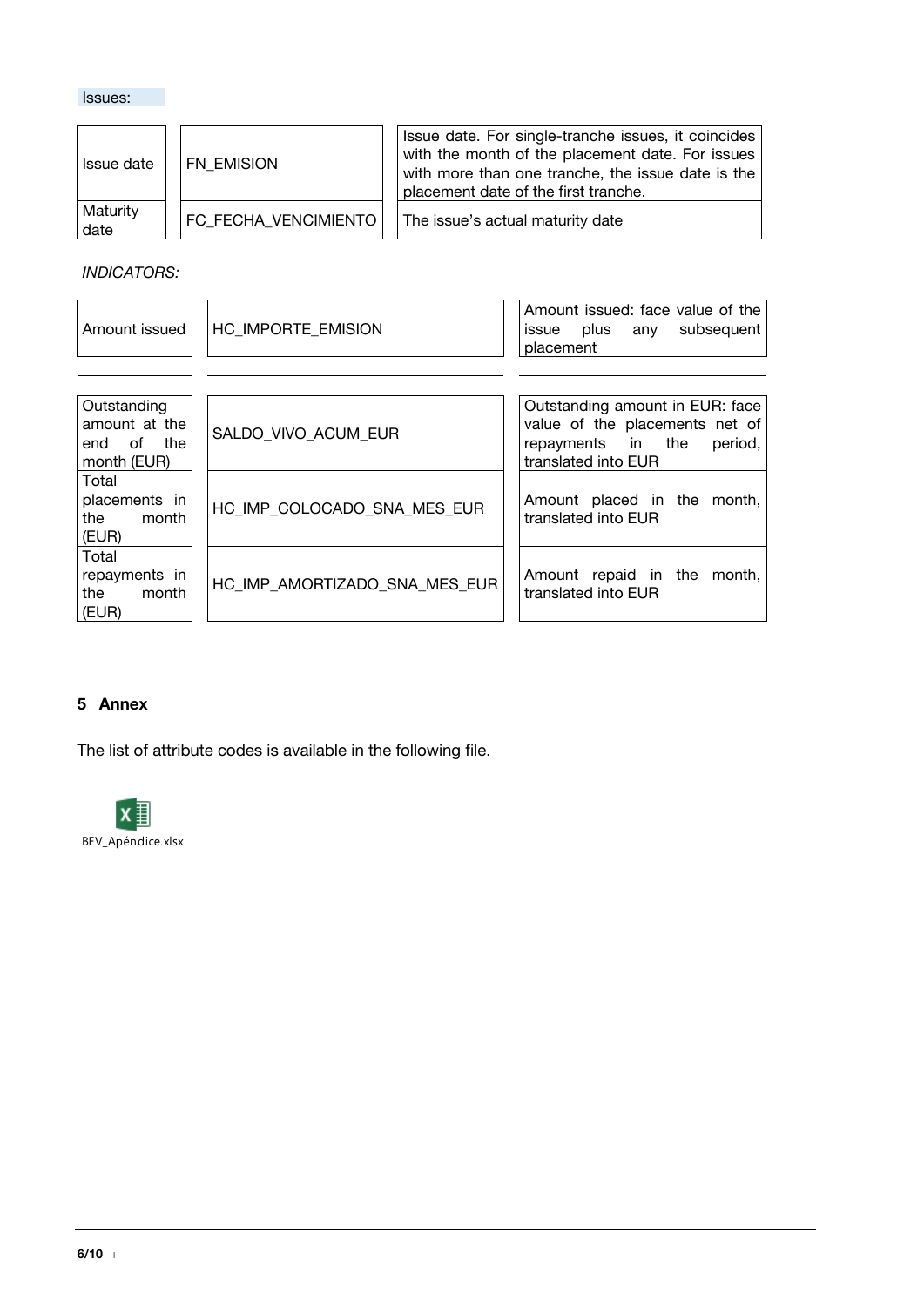Issues:

| | | |
|---|---|---|
| Issue date | FN_EMISION | Issue date. For single-tranche issues, it coincides with the month of the placement date. For issues with more than one tranche, the issue date is the placement date of the first tranche. |
| Maturity date | FC_FECHA_VENCIMIENTO | The issue's actual maturity date |

*INDICATORS:*

| | | |
|---|---|---|
| Amount issued | HC_IMPORTE_EMISION | Amount issued: face value of the issue plus any subsequent placement |
| Outstanding amount at the end of the month (EUR) | SALDO_VIVO_ACUM_EUR | Outstanding amount in EUR: face value of the placements net of repayments in the period, translated into EUR |
| Total placements in the month (EUR) | HC_IMP_COLOCADO_SNA_MES_EUR | Amount placed in the month, translated into EUR |
| Total repayments in the month (EUR) | HC_IMP_AMORTIZADO_SNA_MES_EUR | Amount repaid in the month, translated into EUR |

## 5 Annex

The list of attribute codes is available in the following file.

BEV_Apéndice.xlsx